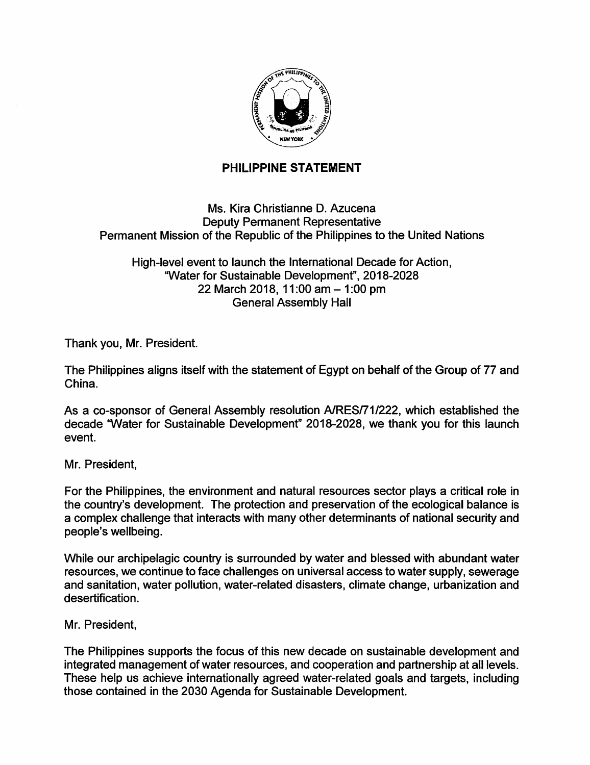# PHILIPPINE STATEMENT

Ms. Kira Christianne D. Azucena
Deputy Permanent Representative
Permanent Mission of the Republic of the Philippines to the United Nations

High-level event to launch the International Decade for Action,
"Water for Sustainable Development", 2018-2028
22 March 2018, 11:00 am – 1:00 pm
General Assembly Hall

Thank you, Mr. President.

The Philippines aligns itself with the statement of Egypt on behalf of the Group of 77 and China.

As a co-sponsor of General Assembly resolution A/RES/71/222, which established the decade "Water for Sustainable Development" 2018-2028, we thank you for this launch event.

Mr. President,

For the Philippines, the environment and natural resources sector plays a critical role in the country's development. The protection and preservation of the ecological balance is a complex challenge that interacts with many other determinants of national security and people's wellbeing.

While our archipelagic country is surrounded by water and blessed with abundant water resources, we continue to face challenges on universal access to water supply, sewerage and sanitation, water pollution, water-related disasters, climate change, urbanization and desertification.

Mr. President,

The Philippines supports the focus of this new decade on sustainable development and integrated management of water resources, and cooperation and partnership at all levels. These help us achieve internationally agreed water-related goals and targets, including those contained in the 2030 Agenda for Sustainable Development.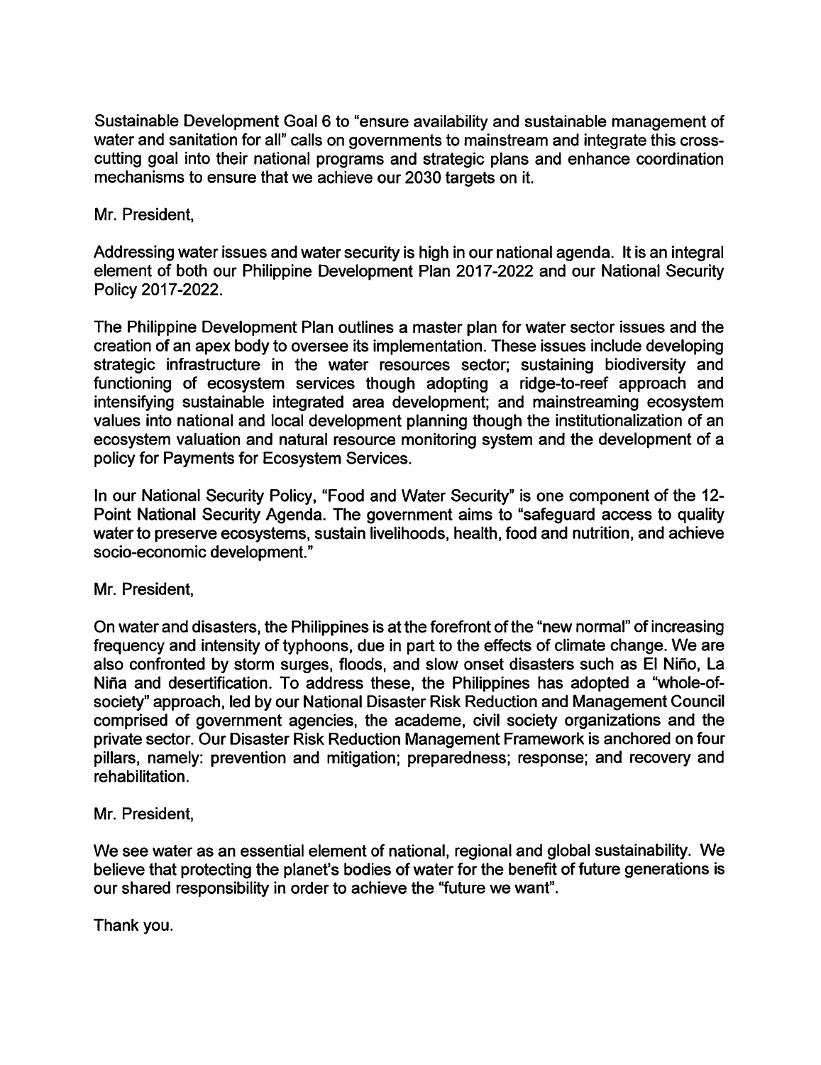Sustainable Development Goal 6 to "ensure availability and sustainable management of water and sanitation for all" calls on governments to mainstream and integrate this cross-cutting goal into their national programs and strategic plans and enhance coordination mechanisms to ensure that we achieve our 2030 targets on it.

Mr. President,

Addressing water issues and water security is high in our national agenda. It is an integral element of both our Philippine Development Plan 2017-2022 and our National Security Policy 2017-2022.

The Philippine Development Plan outlines a master plan for water sector issues and the creation of an apex body to oversee its implementation. These issues include developing strategic infrastructure in the water resources sector; sustaining biodiversity and functioning of ecosystem services though adopting a ridge-to-reef approach and intensifying sustainable integrated area development; and mainstreaming ecosystem values into national and local development planning though the institutionalization of an ecosystem valuation and natural resource monitoring system and the development of a policy for Payments for Ecosystem Services.

In our National Security Policy, "Food and Water Security" is one component of the 12-Point National Security Agenda. The government aims to "safeguard access to quality water to preserve ecosystems, sustain livelihoods, health, food and nutrition, and achieve socio-economic development."

Mr. President,

On water and disasters, the Philippines is at the forefront of the "new normal" of increasing frequency and intensity of typhoons, due in part to the effects of climate change. We are also confronted by storm surges, floods, and slow onset disasters such as El Niño, La Niña and desertification. To address these, the Philippines has adopted a "whole-of-society" approach, led by our National Disaster Risk Reduction and Management Council comprised of government agencies, the academe, civil society organizations and the private sector. Our Disaster Risk Reduction Management Framework is anchored on four pillars, namely: prevention and mitigation; preparedness; response; and recovery and rehabilitation.

Mr. President,

We see water as an essential element of national, regional and global sustainability. We believe that protecting the planet's bodies of water for the benefit of future generations is our shared responsibility in order to achieve the "future we want".

Thank you.